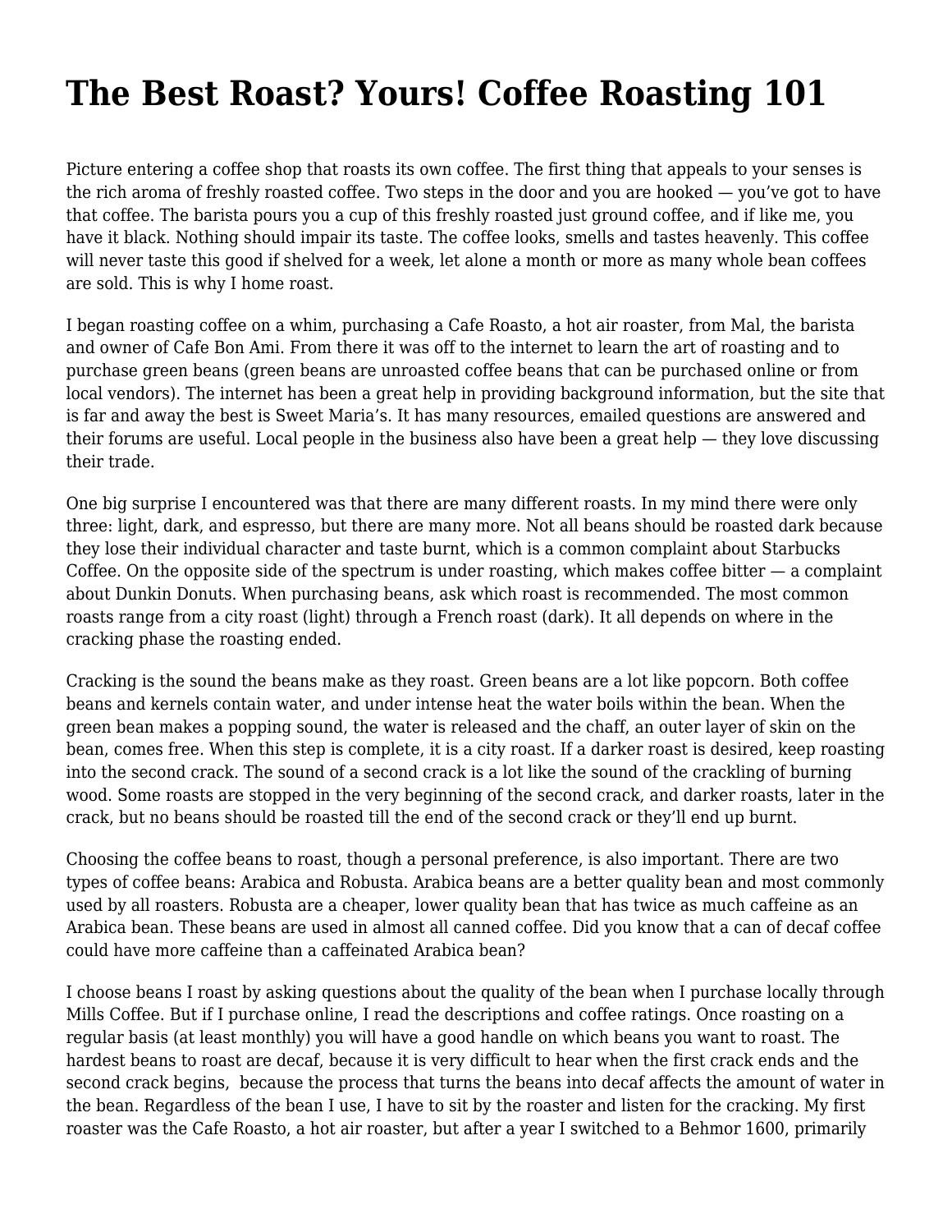# The Best Roast? Yours! Coffee Roasting 101

Picture entering a coffee shop that roasts its own coffee. The first thing that appeals to your senses is the rich aroma of freshly roasted coffee. Two steps in the door and you are hooked — you've got to have that coffee. The barista pours you a cup of this freshly roasted just ground coffee, and if like me, you have it black. Nothing should impair its taste. The coffee looks, smells and tastes heavenly. This coffee will never taste this good if shelved for a week, let alone a month or more as many whole bean coffees are sold. This is why I home roast.

I began roasting coffee on a whim, purchasing a Cafe Roasto, a hot air roaster, from Mal, the barista and owner of Cafe Bon Ami. From there it was off to the internet to learn the art of roasting and to purchase green beans (green beans are unroasted coffee beans that can be purchased online or from local vendors). The internet has been a great help in providing background information, but the site that is far and away the best is Sweet Maria's. It has many resources, emailed questions are answered and their forums are useful. Local people in the business also have been a great help — they love discussing their trade.

One big surprise I encountered was that there are many different roasts. In my mind there were only three: light, dark, and espresso, but there are many more. Not all beans should be roasted dark because they lose their individual character and taste burnt, which is a common complaint about Starbucks Coffee. On the opposite side of the spectrum is under roasting, which makes coffee bitter — a complaint about Dunkin Donuts. When purchasing beans, ask which roast is recommended. The most common roasts range from a city roast (light) through a French roast (dark). It all depends on where in the cracking phase the roasting ended.

Cracking is the sound the beans make as they roast. Green beans are a lot like popcorn. Both coffee beans and kernels contain water, and under intense heat the water boils within the bean. When the green bean makes a popping sound, the water is released and the chaff, an outer layer of skin on the bean, comes free. When this step is complete, it is a city roast. If a darker roast is desired, keep roasting into the second crack. The sound of a second crack is a lot like the sound of the crackling of burning wood. Some roasts are stopped in the very beginning of the second crack, and darker roasts, later in the crack, but no beans should be roasted till the end of the second crack or they'll end up burnt.

Choosing the coffee beans to roast, though a personal preference, is also important. There are two types of coffee beans: Arabica and Robusta. Arabica beans are a better quality bean and most commonly used by all roasters. Robusta are a cheaper, lower quality bean that has twice as much caffeine as an Arabica bean. These beans are used in almost all canned coffee. Did you know that a can of decaf coffee could have more caffeine than a caffeinated Arabica bean?

I choose beans I roast by asking questions about the quality of the bean when I purchase locally through Mills Coffee. But if I purchase online, I read the descriptions and coffee ratings. Once roasting on a regular basis (at least monthly) you will have a good handle on which beans you want to roast. The hardest beans to roast are decaf, because it is very difficult to hear when the first crack ends and the second crack begins, because the process that turns the beans into decaf affects the amount of water in the bean. Regardless of the bean I use, I have to sit by the roaster and listen for the cracking. My first roaster was the Cafe Roasto, a hot air roaster, but after a year I switched to a Behmor 1600, primarily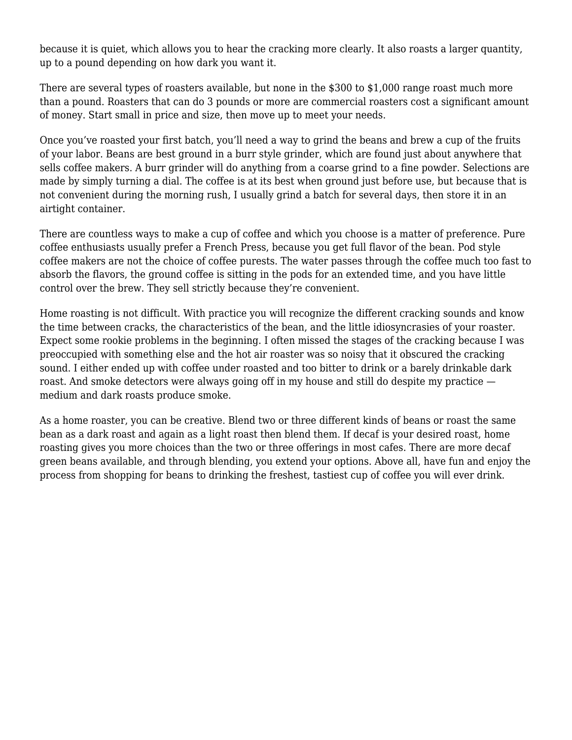because it is quiet, which allows you to hear the cracking more clearly. It also roasts a larger quantity, up to a pound depending on how dark you want it.

There are several types of roasters available, but none in the $300 to $1,000 range roast much more than a pound. Roasters that can do 3 pounds or more are commercial roasters cost a significant amount of money. Start small in price and size, then move up to meet your needs.

Once you've roasted your first batch, you'll need a way to grind the beans and brew a cup of the fruits of your labor. Beans are best ground in a burr style grinder, which are found just about anywhere that sells coffee makers. A burr grinder will do anything from a coarse grind to a fine powder. Selections are made by simply turning a dial. The coffee is at its best when ground just before use, but because that is not convenient during the morning rush, I usually grind a batch for several days, then store it in an airtight container.

There are countless ways to make a cup of coffee and which you choose is a matter of preference. Pure coffee enthusiasts usually prefer a French Press, because you get full flavor of the bean. Pod style coffee makers are not the choice of coffee purests. The water passes through the coffee much too fast to absorb the flavors, the ground coffee is sitting in the pods for an extended time, and you have little control over the brew. They sell strictly because they're convenient.

Home roasting is not difficult. With practice you will recognize the different cracking sounds and know the time between cracks, the characteristics of the bean, and the little idiosyncrasies of your roaster. Expect some rookie problems in the beginning. I often missed the stages of the cracking because I was preoccupied with something else and the hot air roaster was so noisy that it obscured the cracking sound. I either ended up with coffee under roasted and too bitter to drink or a barely drinkable dark roast. And smoke detectors were always going off in my house and still do despite my practice — medium and dark roasts produce smoke.

As a home roaster, you can be creative. Blend two or three different kinds of beans or roast the same bean as a dark roast and again as a light roast then blend them. If decaf is your desired roast, home roasting gives you more choices than the two or three offerings in most cafes. There are more decaf green beans available, and through blending, you extend your options. Above all, have fun and enjoy the process from shopping for beans to drinking the freshest, tastiest cup of coffee you will ever drink.